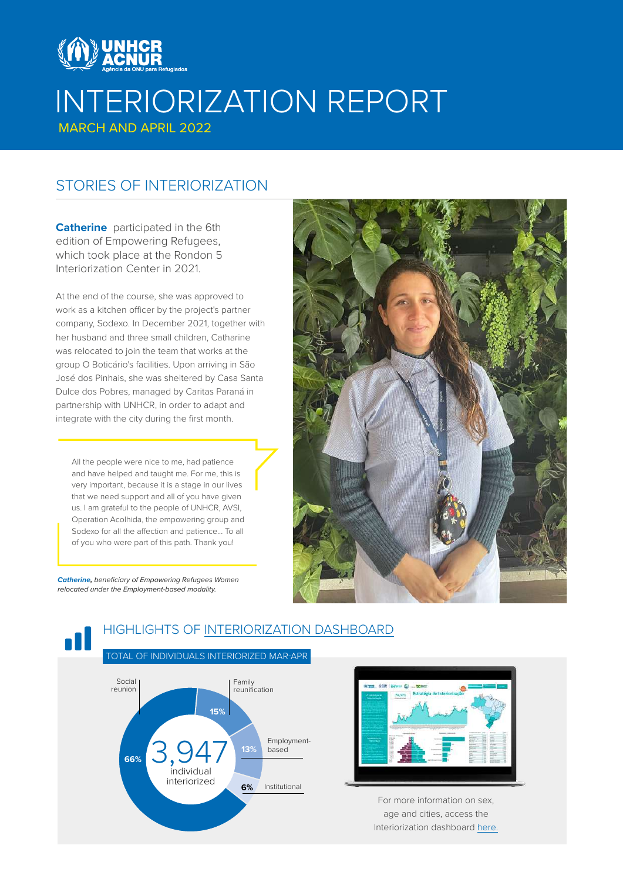# INTERIORIZATION REPORT

MARCH AND APRIL 2022

## STORIES OF INTERIORIZATION

**Catherine** participated in the 6th edition of Empowering Refugees, which took place at the Rondon 5 Interiorization Center in 2021.

At the end of the course, she was approved to work as a kitchen officer by the project's partner company, Sodexo. In December 2021, together with her husband and three small children, Catharine was relocated to join the team that works at the group O Boticário's facilities. Upon arriving in São José dos Pinhais, she was sheltered by Casa Santa Dulce dos Pobres, managed by Caritas Paraná in partnership with UNHCR, in order to adapt and integrate with the city during the first month.

> All the people were nice to me, had patience and have helped and taught me. For me, this is very important, because it is a stage in our lives that we need support and all of you have given us. I am grateful to the people of UNHCR, AVSI, Operation Acolhida, the empowering group and Sodexo for all the affection and patience... To all of you who were part of this path. Thank you!

***Catherine,*** *beneficiary of Empowering Refugees Women relocated under the Employment-based modality.*

## HIGHLIGHTS OF INTERIORIZATION DASHBOARD

### TOTAL OF INDIVIDUALS INTERIORIZED MAR-APR

**3,947** individual interiorized

| Modality | % |
|---|---|
| Social reunion | 66% |
| Family reunification | 15% |
| Employment-based | 13% |
| Institutional | 6% |

For more information on sex, age and cities, access the Interiorization dashboard here.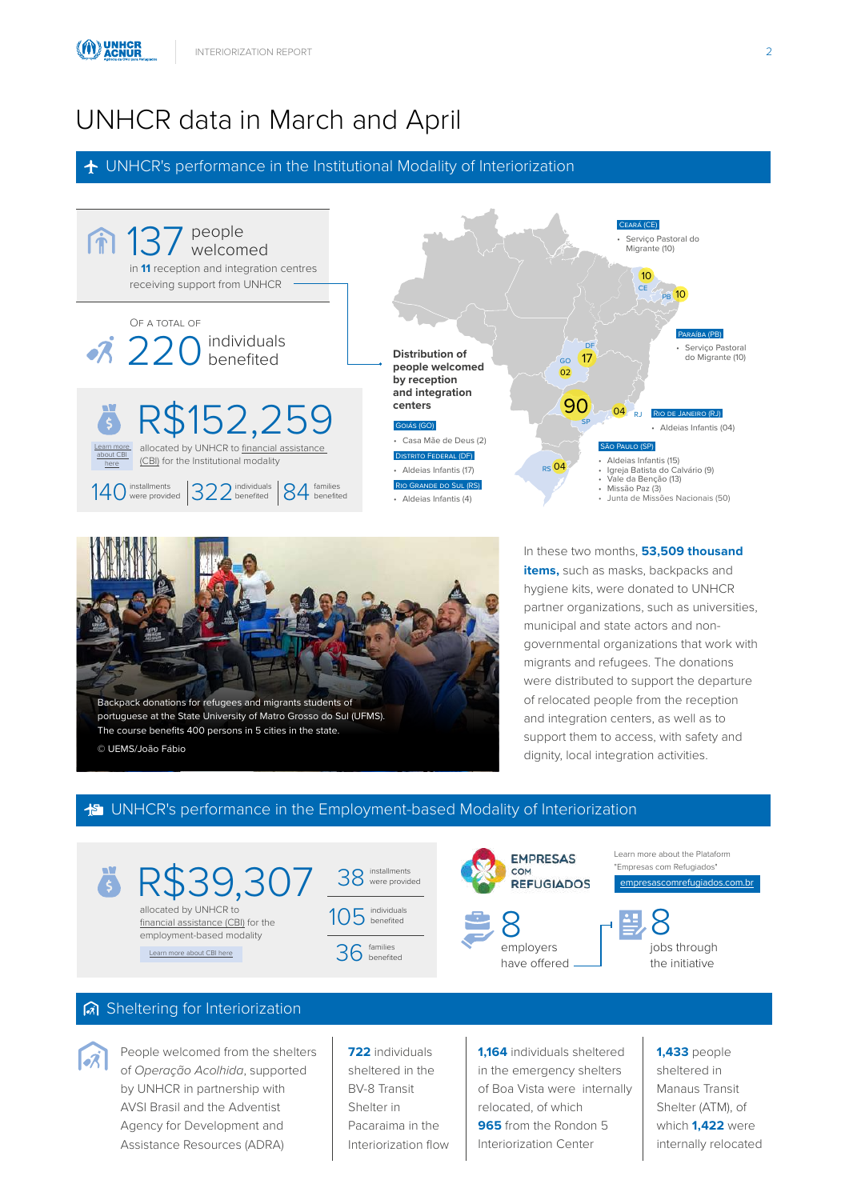# UNHCR data in March and April

## UNHCR's performance in the Institutional Modality of Interiorization

**137** people welcomed in **11** reception and integration centres receiving support from UNHCR

OF A TOTAL OF **220** individuals benefited

**R$152,259** allocated by UNHCR to financial assistance (CBI) for the Institutional modality

Learn more about CBI here

**140** installments were provided | **322** individuals benefited | **84** families benefited

**Distribution of people welcomed by reception and integration centers**

**Goiás (GO)** — 02
- Casa Mãe de Deus (2)

**Distrito Federal (DF)** — 17
- Aldeias Infantis (17)

**Rio Grande do Sul (RS)** — 04
- Aldeias Infantis (4)

**Ceará (CE)** — 10
- Serviço Pastoral do Migrante (10)

**Paraíba (PB)** — 10
- Serviço Pastoral do Migrante (10)

**Rio de Janeiro (RJ)** — 04
- Aldeias Infantis (04)

**São Paulo (SP)** — 90
- Aldeias Infantis (15)
- Igreja Batista do Calvário (9)
- Vale da Benção (13)
- Missão Paz (3)
- Junta de Missões Nacionais (50)

Backpack donations for refugees and migrants students of portuguese at the State University of Matro Grosso do Sul (UFMS). The course benefits 400 persons in 5 cities in the state.

© UEMS/João Fábio

In these two months, **53,509 thousand items,** such as masks, backpacks and hygiene kits, were donated to UNHCR partner organizations, such as universities, municipal and state actors and non-governmental organizations that work with migrants and refugees. The donations were distributed to support the departure of relocated people from the reception and integration centers, as well as to support them to access, with safety and dignity, local integration activities.

## UNHCR's performance in the Employment-based Modality of Interiorization

**R$39,307** allocated by UNHCR to financial assistance (CBI) for the employment-based modality

Learn more about CBI here

**38** installments were provided

**105** individuals benefited

**36** families benefited

EMPRESAS COM REFUGIADOS

Learn more about the Plataform "Empresas com Refugiados"

empresascomrefugiados.com.br

**8** employers have offered **8** jobs through the initiative

## Sheltering for Interiorization

People welcomed from the shelters of *Operação Acolhida*, supported by UNHCR in partnership with AVSI Brasil and the Adventist Agency for Development and Assistance Resources (ADRA)

**722** individuals sheltered in the BV-8 Transit Shelter in Pacaraima in the Interiorization flow

**1,164** individuals sheltered in the emergency shelters of Boa Vista were internally relocated, of which **965** from the Rondon 5 Interiorization Center

**1,433** people sheltered in Manaus Transit Shelter (ATM), of which **1,422** were internally relocated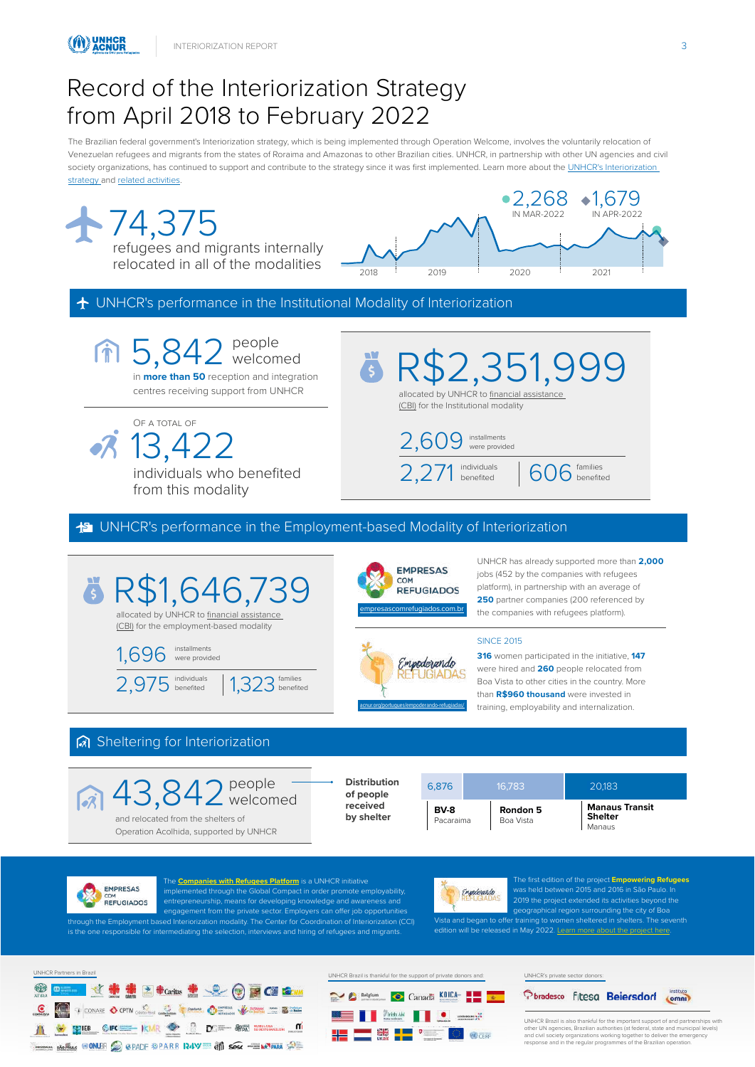# Record of the Interiorization Strategy from April 2018 to February 2022

The Brazilian federal government's Interiorization strategy, which is being implemented through Operation Welcome, involves the voluntarily relocation of Venezuelan refugees and migrants from the states of Roraima and Amazonas to other Brazilian cities. UNHCR, in partnership with other UN agencies and civil society organizations, has continued to support and contribute to the strategy since it was first implemented. Learn more about the UNHCR's Interiorization strategy and related activities.

**74,375** refugees and migrants internally relocated in all of the modalities

2,268 IN MAR-2022

1,679 IN APR-2022

2018
2019
2020
2021

## UNHCR's performance in the Institutional Modality of Interiorization

**5,842** people welcomed in **more than 50** reception and integration centres receiving support from UNHCR

OF A TOTAL OF **13,422** individuals who benefited from this modality

**R$2,351,999** allocated by UNHCR to financial assistance (CBI) for the Institutional modality

**2,609** installments were provided

**2,271** individuals benefited

**606** families benefited

## UNHCR's performance in the Employment-based Modality of Interiorization

**R$1,646,739** allocated by UNHCR to financial assistance (CBI) for the employment-based modality

**1,696** installments were provided

**2,975** individuals benefited

**1,323** families benefited

EMPRESAS COM REFUGIADOS
empresascomrefugiados.com.br

UNHCR has already supported more than **2,000** jobs (452 by the companies with refugees platform), in partnership with an average of **250** partner companies (200 referenced by the companies with refugees platform).

Empoderando Refugiadas
acnur.org/portugues/empoderando-refugiadas/

SINCE 2015

**316** women participated in the initiative, **147** were hired and **260** people relocated from Boa Vista to other cities in the country. More than **R$960 thousand** were invested in training, employability and internalization.

## Sheltering for Interiorization

**43,842** people welcomed and relocated from the shelters of Operation Acolhida, supported by UNHCR

**Distribution of people received by shelter**

| 6,876 | 16,783 | 20,183 |
|---|---|---|
| **BV-8** Pacaraima | **Rondon 5** Boa Vista | **Manaus Transit Shelter** Manaus |

The **Companies with Refugees Platform** is a UNHCR initiative implemented through the Global Compact in order promote employability, entrepreneurship, means for developing knowledge and awareness and engagement from the private sector. Employers can offer job opportunities through the Employment based Interiorization modality. The Center for Coordination of Interiorization (CCI) is the one responsible for intermediating the selection, interviews and hiring of refugees and migrants.

The first edition of the project **Empowering Refugees** was held between 2015 and 2016 in São Paulo. In 2019 the project extended its activities beyond the geographical region surrounding the city of Boa Vista and began to offer training to women sheltered in shelters. The seventh edition will be released in May 2022. Learn more about the project here.

UNHCR Partners in Brazil

UNHCR Brazil is thankful for the support of private donors and:

UNHCR's private sector donors:

UNHCR Brazil is also thankful for the important support of and partnerships with other UN agencies, Brazilian authorities (at federal, state and municipal levels) and civil society organizations working together to deliver the emergency response and in the regular programmes of the Brazilian operation.